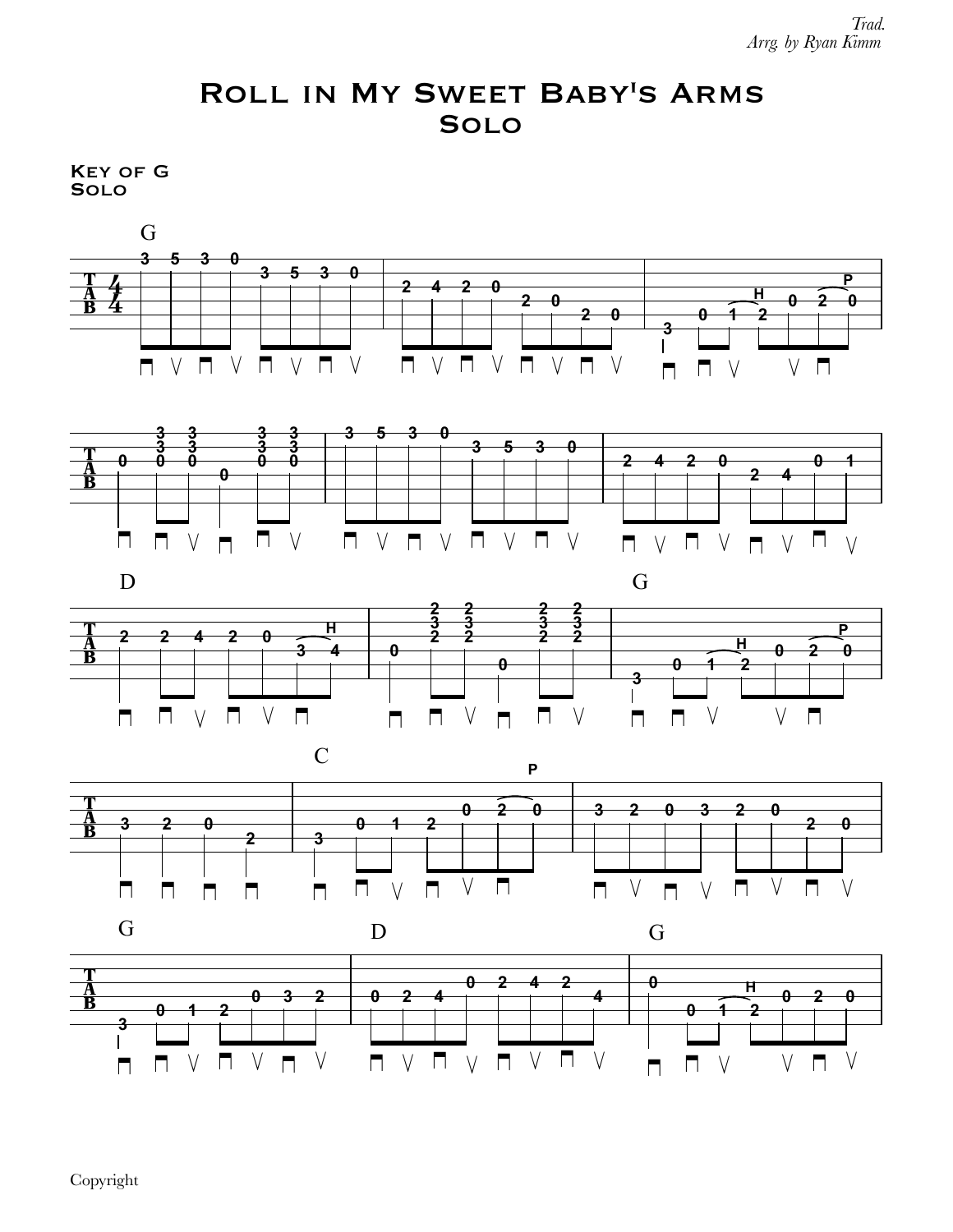Trad.
*Arrg. by Ryan Kimm*

# Roll in My Sweet Baby's Arms
## Solo

**Key of G**
**Solo**

Copyright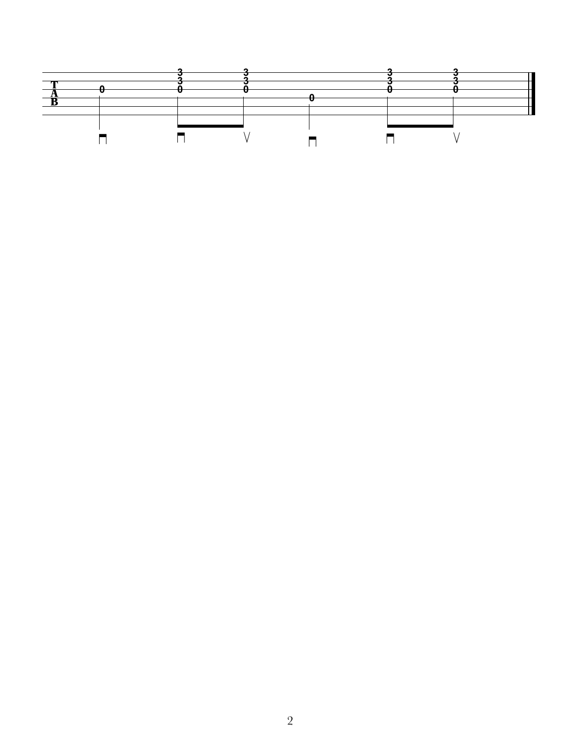```
e|-------3---3-------3---3---||
B|-------3---3-------3---3---||
G|---0---0---0-------0---0---||
D|---------------0-----------||
A|---------------------------||
E|---------------------------||
     ⊓   ⊓   V   ⊓   ⊓   V
```